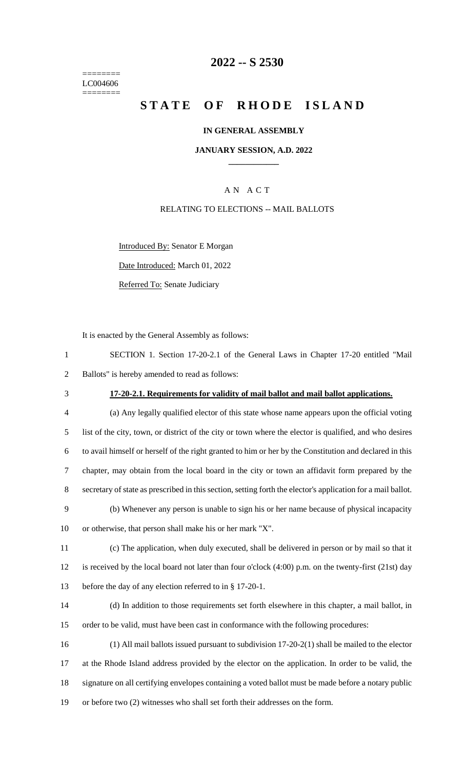========
LC004606
========

# 2022 -- S 2530

# STATE OF RHODE ISLAND

## IN GENERAL ASSEMBLY

### JANUARY SESSION, A.D. 2022

---

A N A C T

RELATING TO ELECTIONS -- MAIL BALLOTS

Introduced By: Senator E Morgan

Date Introduced: March 01, 2022

Referred To: Senate Judiciary

It is enacted by the General Assembly as follows:

SECTION 1. Section 17-20-2.1 of the General Laws in Chapter 17-20 entitled "Mail Ballots" is hereby amended to read as follows:

**17-20-2.1. Requirements for validity of mail ballot and mail ballot applications.**

(a) Any legally qualified elector of this state whose name appears upon the official voting list of the city, town, or district of the city or town where the elector is qualified, and who desires to avail himself or herself of the right granted to him or her by the Constitution and declared in this chapter, may obtain from the local board in the city or town an affidavit form prepared by the secretary of state as prescribed in this section, setting forth the elector's application for a mail ballot.

(b) Whenever any person is unable to sign his or her name because of physical incapacity or otherwise, that person shall make his or her mark "X".

(c) The application, when duly executed, shall be delivered in person or by mail so that it is received by the local board not later than four o'clock (4:00) p.m. on the twenty-first (21st) day before the day of any election referred to in § 17-20-1.

(d) In addition to those requirements set forth elsewhere in this chapter, a mail ballot, in order to be valid, must have been cast in conformance with the following procedures:

(1) All mail ballots issued pursuant to subdivision 17-20-2(1) shall be mailed to the elector at the Rhode Island address provided by the elector on the application. In order to be valid, the signature on all certifying envelopes containing a voted ballot must be made before a notary public or before two (2) witnesses who shall set forth their addresses on the form.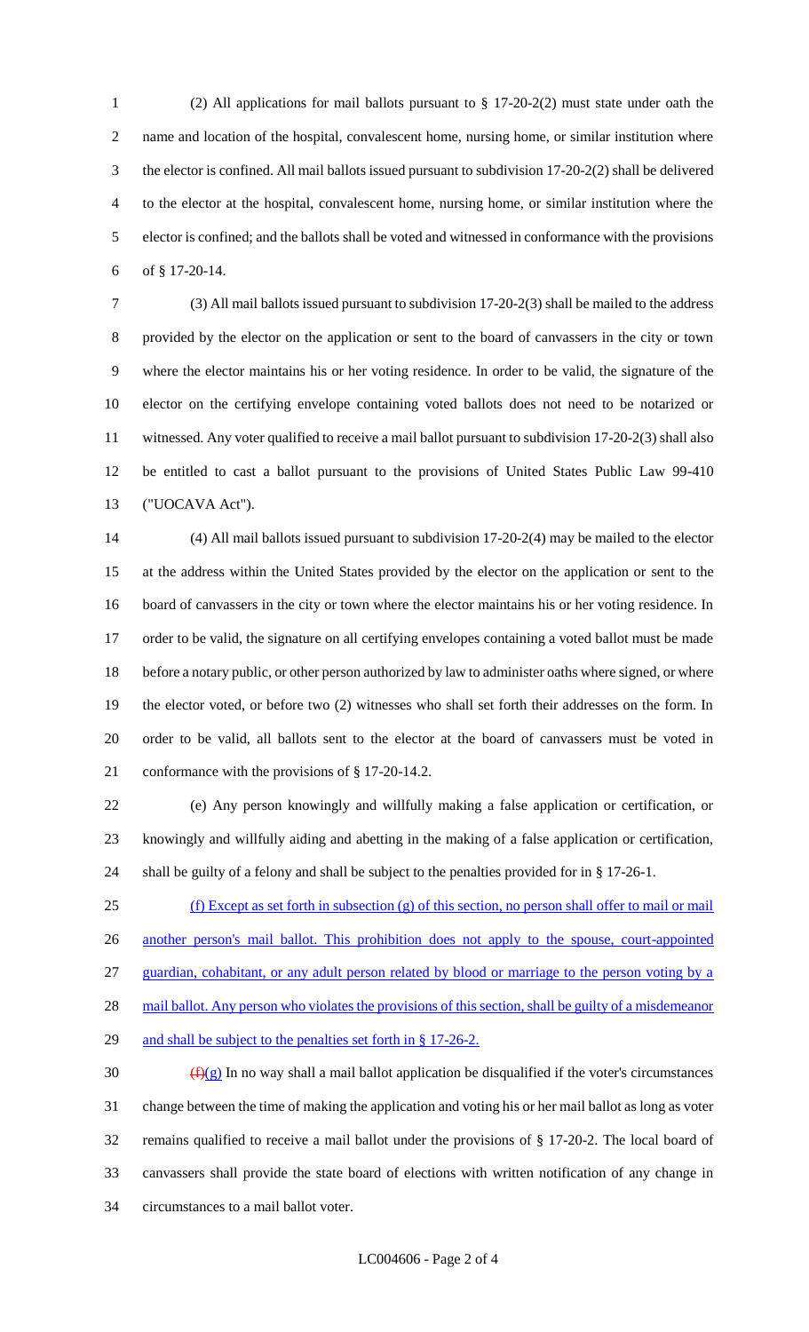(2) All applications for mail ballots pursuant to § 17-20-2(2) must state under oath the name and location of the hospital, convalescent home, nursing home, or similar institution where the elector is confined. All mail ballots issued pursuant to subdivision 17-20-2(2) shall be delivered to the elector at the hospital, convalescent home, nursing home, or similar institution where the elector is confined; and the ballots shall be voted and witnessed in conformance with the provisions of § 17-20-14.

(3) All mail ballots issued pursuant to subdivision 17-20-2(3) shall be mailed to the address provided by the elector on the application or sent to the board of canvassers in the city or town where the elector maintains his or her voting residence. In order to be valid, the signature of the elector on the certifying envelope containing voted ballots does not need to be notarized or witnessed. Any voter qualified to receive a mail ballot pursuant to subdivision 17-20-2(3) shall also be entitled to cast a ballot pursuant to the provisions of United States Public Law 99-410 ("UOCAVA Act").

(4) All mail ballots issued pursuant to subdivision 17-20-2(4) may be mailed to the elector at the address within the United States provided by the elector on the application or sent to the board of canvassers in the city or town where the elector maintains his or her voting residence. In order to be valid, the signature on all certifying envelopes containing a voted ballot must be made before a notary public, or other person authorized by law to administer oaths where signed, or where the elector voted, or before two (2) witnesses who shall set forth their addresses on the form. In order to be valid, all ballots sent to the elector at the board of canvassers must be voted in conformance with the provisions of § 17-20-14.2.

(e) Any person knowingly and willfully making a false application or certification, or knowingly and willfully aiding and abetting in the making of a false application or certification, shall be guilty of a felony and shall be subject to the penalties provided for in § 17-26-1.

(f) Except as set forth in subsection (g) of this section, no person shall offer to mail or mail another person's mail ballot. This prohibition does not apply to the spouse, court-appointed guardian, cohabitant, or any adult person related by blood or marriage to the person voting by a mail ballot. Any person who violates the provisions of this section, shall be guilty of a misdemeanor and shall be subject to the penalties set forth in § 17-26-2.

~~(f)~~(g) In no way shall a mail ballot application be disqualified if the voter's circumstances change between the time of making the application and voting his or her mail ballot as long as voter remains qualified to receive a mail ballot under the provisions of § 17-20-2. The local board of canvassers shall provide the state board of elections with written notification of any change in circumstances to a mail ballot voter.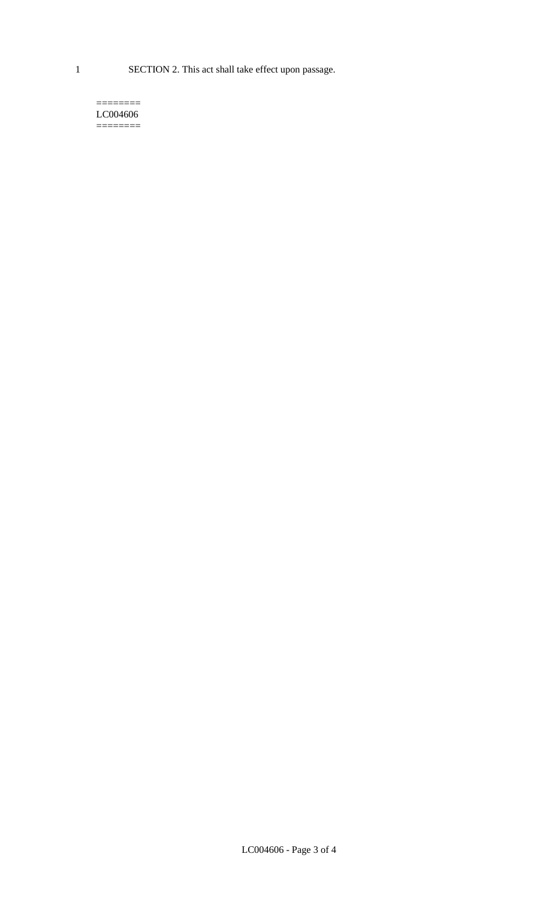SECTION 2. This act shall take effect upon passage.

========
LC004606
========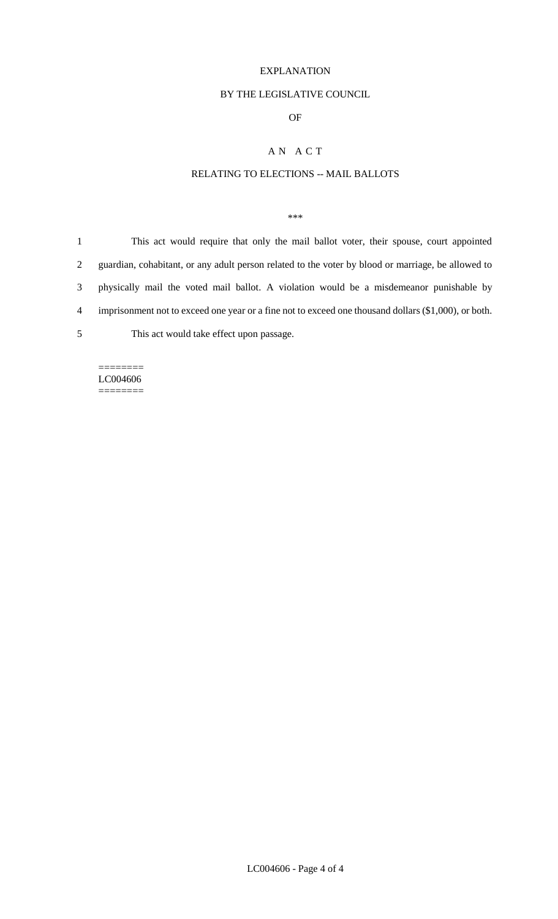EXPLANATION

BY THE LEGISLATIVE COUNCIL

OF

A N A C T

RELATING TO ELECTIONS -- MAIL BALLOTS

\*\*\*

This act would require that only the mail ballot voter, their spouse, court appointed guardian, cohabitant, or any adult person related to the voter by blood or marriage, be allowed to physically mail the voted mail ballot. A violation would be a misdemeanor punishable by imprisonment not to exceed one year or a fine not to exceed one thousand dollars ($1,000), or both.

This act would take effect upon passage.

========
LC004606
========